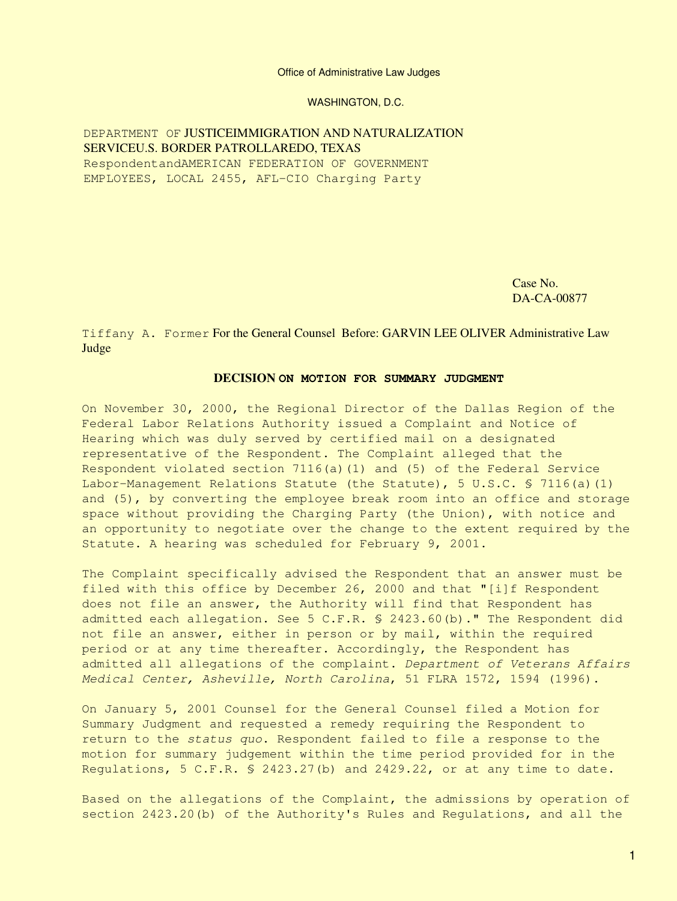Office of Administrative Law Judges

WASHINGTON, D.C.

DEPARTMENT OF JUSTICEIMMIGRATION AND NATURALIZATION SERVICEU.S. BORDER PATROLLAREDO, TEXAS RespondentandAMERICAN FEDERATION OF GOVERNMENT EMPLOYEES, LOCAL 2455, AFL-CIO Charging Party

Case No. DA-CA-00877

Tiffany A. Former For the General Counsel Before: GARVIN LEE OLIVER Administrative Law Judge

## DECISION ON MOTION FOR SUMMARY JUDGMENT

On November 30, 2000, the Regional Director of the Dallas Region of the Federal Labor Relations Authority issued a Complaint and Notice of Hearing which was duly served by certified mail on a designated representative of the Respondent. The Complaint alleged that the Respondent violated section 7116(a)(1) and (5) of the Federal Service Labor-Management Relations Statute (the Statute), 5 U.S.C. § 7116(a)(1) and (5), by converting the employee break room into an office and storage space without providing the Charging Party (the Union), with notice and an opportunity to negotiate over the change to the extent required by the Statute. A hearing was scheduled for February 9, 2001.

The Complaint specifically advised the Respondent that an answer must be filed with this office by December 26, 2000 and that "[i]f Respondent does not file an answer, the Authority will find that Respondent has admitted each allegation. See 5 C.F.R. § 2423.60(b)." The Respondent did not file an answer, either in person or by mail, within the required period or at any time thereafter. Accordingly, the Respondent has admitted all allegations of the complaint. *Department of Veterans Affairs Medical Center, Asheville, North Carolina*, 51 FLRA 1572, 1594 (1996).

On January 5, 2001 Counsel for the General Counsel filed a Motion for Summary Judgment and requested a remedy requiring the Respondent to return to the *status quo*. Respondent failed to file a response to the motion for summary judgement within the time period provided for in the Regulations, 5 C.F.R. § 2423.27(b) and 2429.22, or at any time to date.

Based on the allegations of the Complaint, the admissions by operation of section 2423.20(b) of the Authority's Rules and Regulations, and all the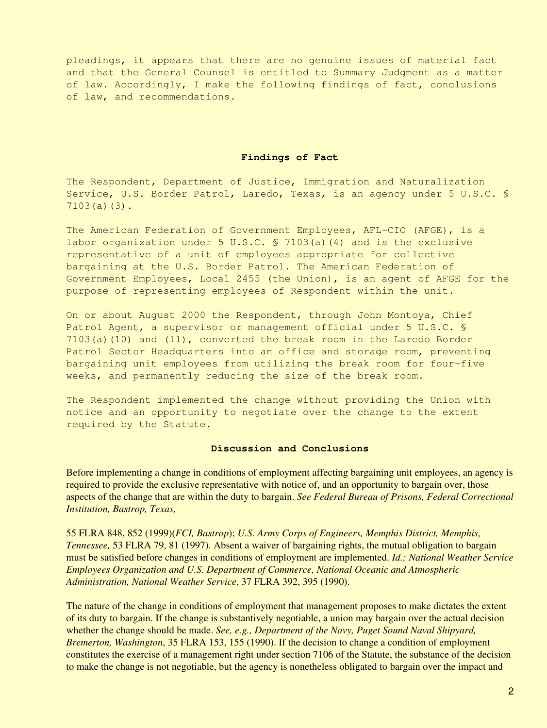pleadings, it appears that there are no genuine issues of material fact and that the General Counsel is entitled to Summary Judgment as a matter of law. Accordingly, I make the following findings of fact, conclusions of law, and recommendations.

## Findings of Fact

The Respondent, Department of Justice, Immigration and Naturalization Service, U.S. Border Patrol, Laredo, Texas, is an agency under 5 U.S.C. § 7103(a)(3).

The American Federation of Government Employees, AFL-CIO (AFGE), is a labor organization under 5 U.S.C. § 7103(a)(4) and is the exclusive representative of a unit of employees appropriate for collective bargaining at the U.S. Border Patrol. The American Federation of Government Employees, Local 2455 (the Union), is an agent of AFGE for the purpose of representing employees of Respondent within the unit.

On or about August 2000 the Respondent, through John Montoya, Chief Patrol Agent, a supervisor or management official under 5 U.S.C. § 7103(a)(10) and (11), converted the break room in the Laredo Border Patrol Sector Headquarters into an office and storage room, preventing bargaining unit employees from utilizing the break room for four-five weeks, and permanently reducing the size of the break room.

The Respondent implemented the change without providing the Union with notice and an opportunity to negotiate over the change to the extent required by the Statute.

## Discussion and Conclusions

Before implementing a change in conditions of employment affecting bargaining unit employees, an agency is required to provide the exclusive representative with notice of, and an opportunity to bargain over, those aspects of the change that are within the duty to bargain. *See Federal Bureau of Prisons, Federal Correctional Institution, Bastrop, Texas,*

55 FLRA 848, 852 (1999)(*FCI, Bastrop*); *U.S. Army Corps of Engineers, Memphis District, Memphis, Tennessee,* 53 FLRA 79, 81 (1997). Absent a waiver of bargaining rights, the mutual obligation to bargain must be satisfied before changes in conditions of employment are implemented. *Id.; National Weather Service Employees Organization and U.S. Department of Commerce, National Oceanic and Atmospheric Administration, National Weather Service*, 37 FLRA 392, 395 (1990).

The nature of the change in conditions of employment that management proposes to make dictates the extent of its duty to bargain. If the change is substantively negotiable, a union may bargain over the actual decision whether the change should be made. *See, e.g., Department of the Navy, Puget Sound Naval Shipyard, Bremerton, Washington*, 35 FLRA 153, 155 (1990). If the decision to change a condition of employment constitutes the exercise of a management right under section 7106 of the Statute, the substance of the decision to make the change is not negotiable, but the agency is nonetheless obligated to bargain over the impact and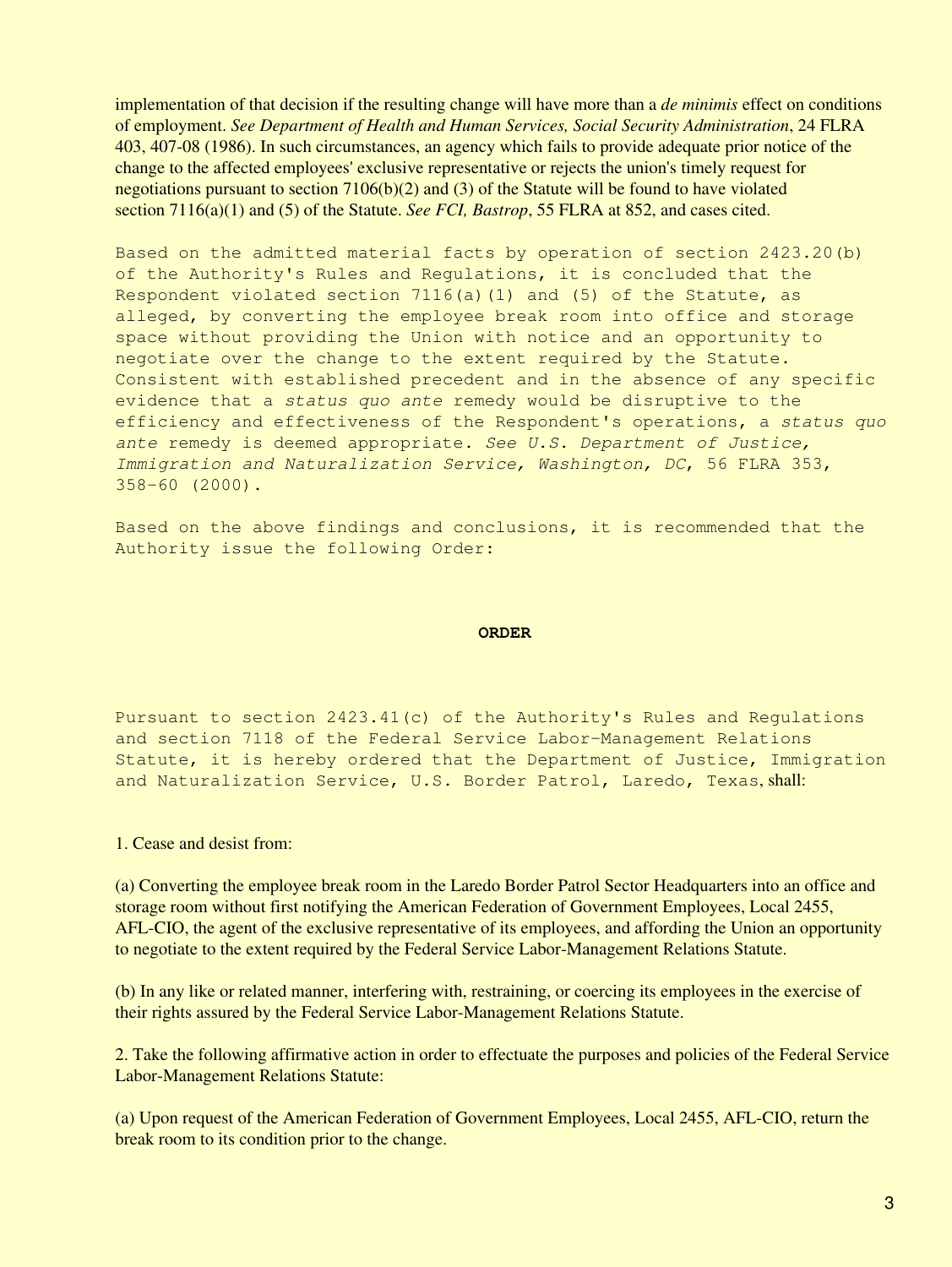implementation of that decision if the resulting change will have more than a *de minimis* effect on conditions of employment. *See Department of Health and Human Services, Social Security Administration*, 24 FLRA 403, 407-08 (1986). In such circumstances, an agency which fails to provide adequate prior notice of the change to the affected employees' exclusive representative or rejects the union's timely request for negotiations pursuant to section 7106(b)(2) and (3) of the Statute will be found to have violated section 7116(a)(1) and (5) of the Statute. *See FCI, Bastrop*, 55 FLRA at 852, and cases cited.

Based on the admitted material facts by operation of section 2423.20(b) of the Authority's Rules and Regulations, it is concluded that the Respondent violated section 7116(a)(1) and (5) of the Statute, as alleged, by converting the employee break room into office and storage space without providing the Union with notice and an opportunity to negotiate over the change to the extent required by the Statute. Consistent with established precedent and in the absence of any specific evidence that a *status quo ante* remedy would be disruptive to the efficiency and effectiveness of the Respondent's operations, a *status quo ante* remedy is deemed appropriate. *See U.S. Department of Justice, Immigration and Naturalization Service, Washington, DC*, 56 FLRA 353, 358-60 (2000).

Based on the above findings and conclusions, it is recommended that the Authority issue the following Order:

**ORDER**

Pursuant to section 2423.41(c) of the Authority's Rules and Regulations and section 7118 of the Federal Service Labor-Management Relations Statute, it is hereby ordered that the Department of Justice, Immigration and Naturalization Service, U.S. Border Patrol, Laredo, Texas, shall:

1. Cease and desist from:

(a) Converting the employee break room in the Laredo Border Patrol Sector Headquarters into an office and storage room without first notifying the American Federation of Government Employees, Local 2455, AFL-CIO, the agent of the exclusive representative of its employees, and affording the Union an opportunity to negotiate to the extent required by the Federal Service Labor-Management Relations Statute.

(b) In any like or related manner, interfering with, restraining, or coercing its employees in the exercise of their rights assured by the Federal Service Labor-Management Relations Statute.

2. Take the following affirmative action in order to effectuate the purposes and policies of the Federal Service Labor-Management Relations Statute:

(a) Upon request of the American Federation of Government Employees, Local 2455, AFL-CIO, return the break room to its condition prior to the change.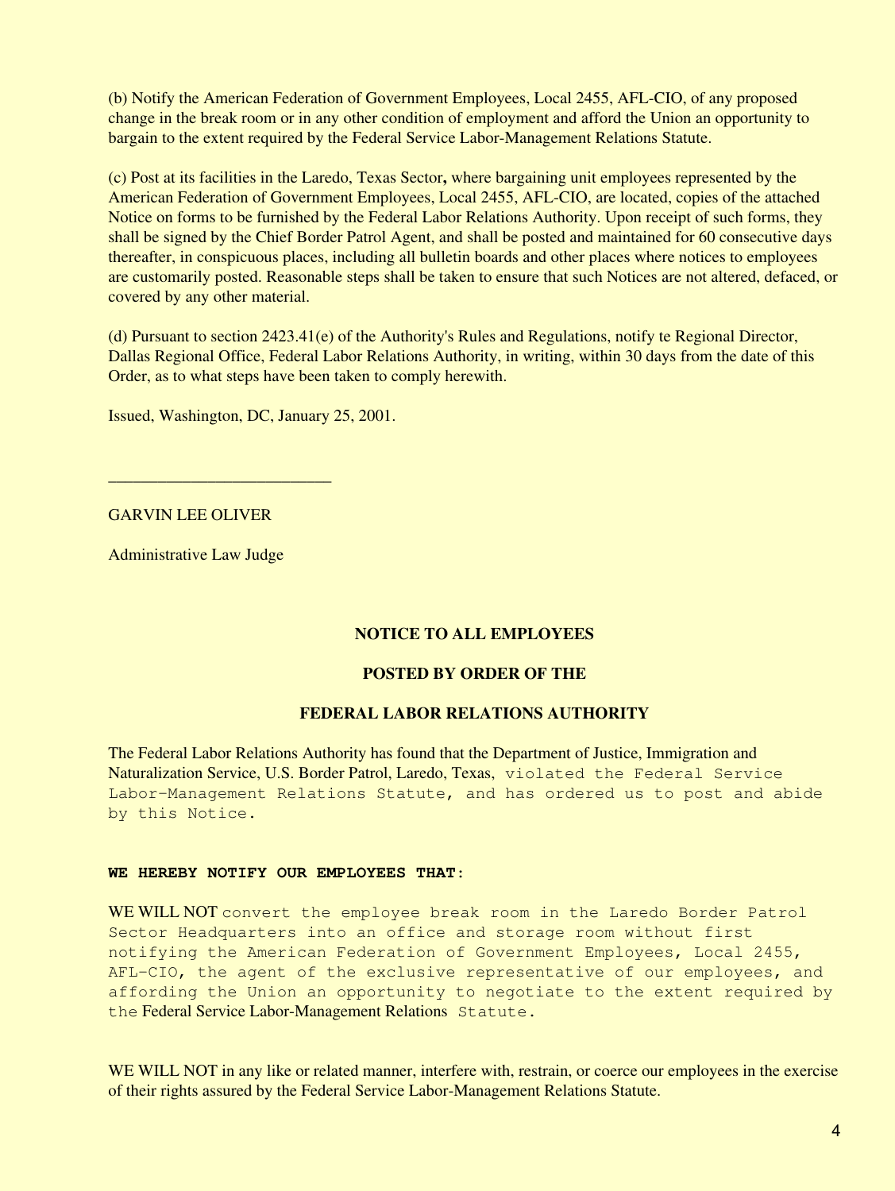(b) Notify the American Federation of Government Employees, Local 2455, AFL-CIO, of any proposed change in the break room or in any other condition of employment and afford the Union an opportunity to bargain to the extent required by the Federal Service Labor-Management Relations Statute.

(c) Post at its facilities in the Laredo, Texas Sector**,** where bargaining unit employees represented by the American Federation of Government Employees, Local 2455, AFL-CIO, are located, copies of the attached Notice on forms to be furnished by the Federal Labor Relations Authority. Upon receipt of such forms, they shall be signed by the Chief Border Patrol Agent, and shall be posted and maintained for 60 consecutive days thereafter, in conspicuous places, including all bulletin boards and other places where notices to employees are customarily posted. Reasonable steps shall be taken to ensure that such Notices are not altered, defaced, or covered by any other material.

(d) Pursuant to section 2423.41(e) of the Authority's Rules and Regulations, notify te Regional Director, Dallas Regional Office, Federal Labor Relations Authority, in writing, within 30 days from the date of this Order, as to what steps have been taken to comply herewith.

Issued, Washington, DC, January 25, 2001.

\_\_\_\_\_\_\_\_\_\_\_\_\_\_\_\_\_\_\_\_\_\_\_\_\_\_\_

GARVIN LEE OLIVER

Administrative Law Judge

**NOTICE TO ALL EMPLOYEES**

**POSTED BY ORDER OF THE**

**FEDERAL LABOR RELATIONS AUTHORITY**

The Federal Labor Relations Authority has found that the Department of Justice, Immigration and Naturalization Service, U.S. Border Patrol, Laredo, Texas, violated the Federal Service Labor-Management Relations Statute, and has ordered us to post and abide by this Notice.

**WE HEREBY NOTIFY OUR EMPLOYEES THAT:**

WE WILL NOT convert the employee break room in the Laredo Border Patrol Sector Headquarters into an office and storage room without first notifying the American Federation of Government Employees, Local 2455, AFL-CIO, the agent of the exclusive representative of our employees, and affording the Union an opportunity to negotiate to the extent required by the Federal Service Labor-Management Relations Statute.

WE WILL NOT in any like or related manner, interfere with, restrain, or coerce our employees in the exercise of their rights assured by the Federal Service Labor-Management Relations Statute.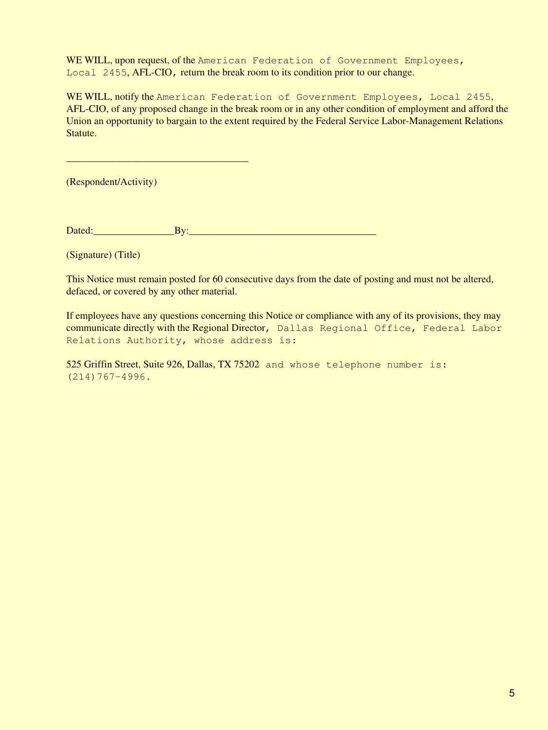WE WILL, upon request, of the American Federation of Government Employees, Local 2455, AFL-CIO, return the break room to its condition prior to our change.

WE WILL, notify the American Federation of Government Employees, Local 2455, AFL-CIO, of any proposed change in the break room or in any other condition of employment and afford the Union an opportunity to bargain to the extent required by the Federal Service Labor-Management Relations Statute.

___________________________________

(Respondent/Activity)

Dated:________________By:____________________________________

(Signature) (Title)

This Notice must remain posted for 60 consecutive days from the date of posting and must not be altered, defaced, or covered by any other material.

If employees have any questions concerning this Notice or compliance with any of its provisions, they may communicate directly with the Regional Director, Dallas Regional Office, Federal Labor Relations Authority, whose address is:

525 Griffin Street, Suite 926, Dallas, TX 75202 and whose telephone number is: (214)767-4996.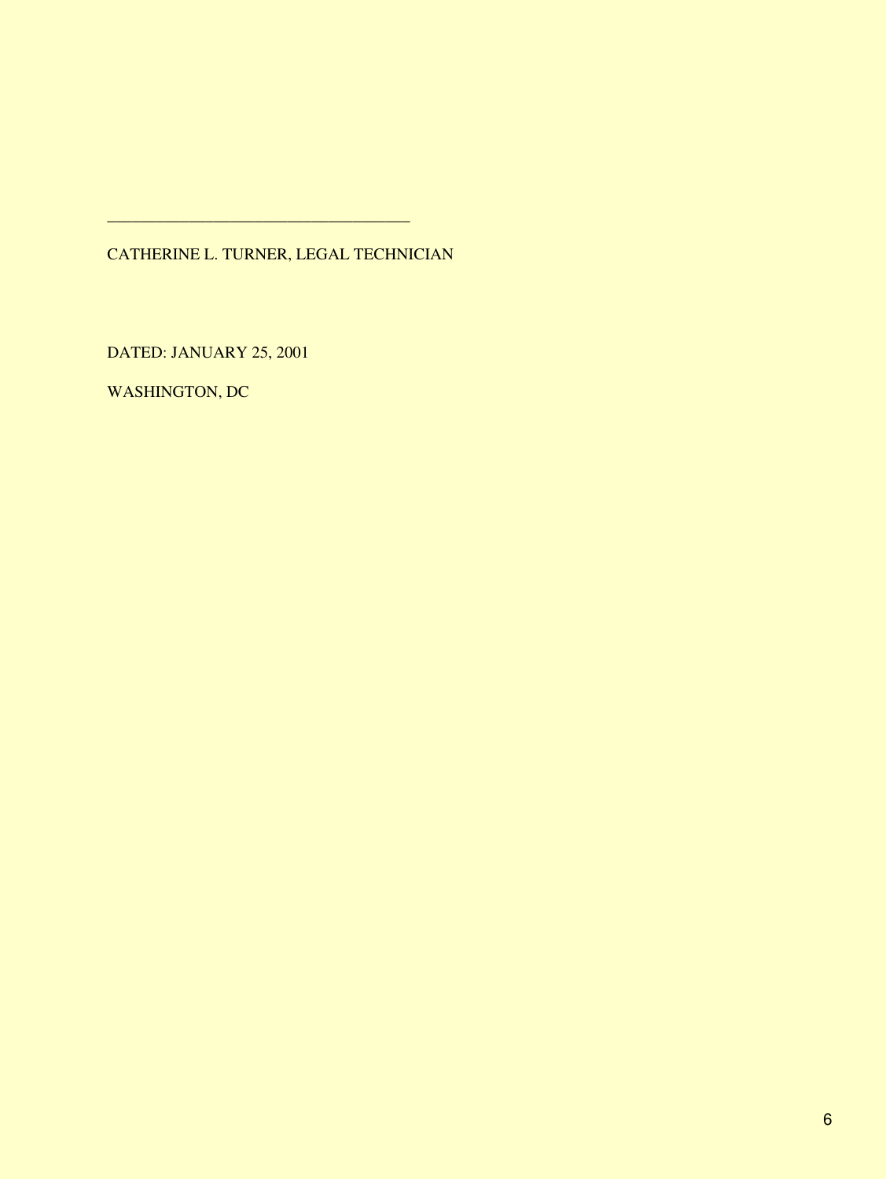\_\_\_\_\_\_\_\_\_\_\_\_\_\_\_\_\_\_\_\_\_\_\_\_\_\_\_\_\_\_\_\_\_\_\_\_\_\_\_

CATHERINE L. TURNER, LEGAL TECHNICIAN

DATED: JANUARY 25, 2001

WASHINGTON, DC